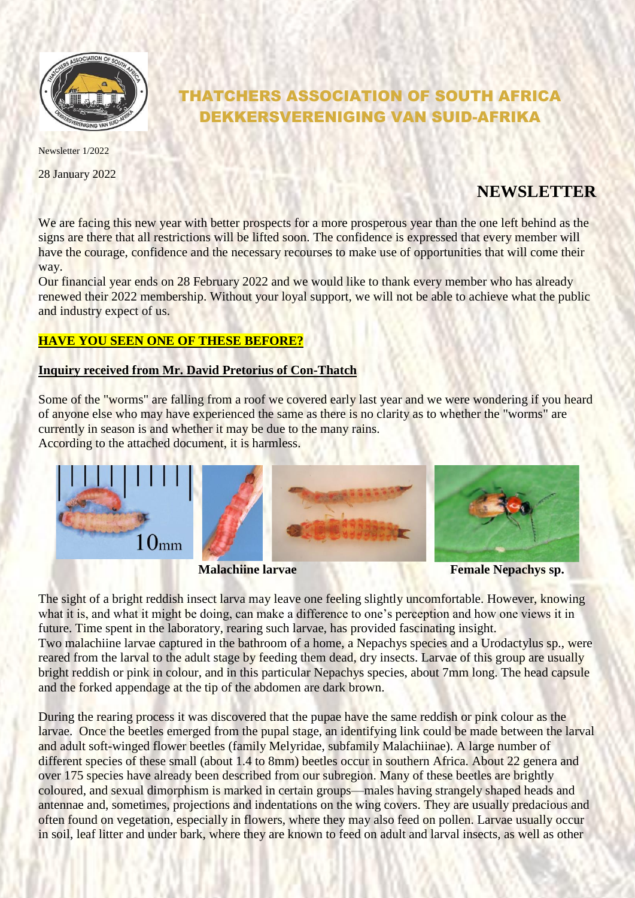# THATCHERS ASSOCIATION OF SOUTH AFRICA
# DEKKERSVERENIGING VAN SUID-AFRIKA

Newsletter 1/2022

28 January 2022

## NEWSLETTER

We are facing this new year with better prospects for a more prosperous year than the one left behind as the signs are there that all restrictions will be lifted soon. The confidence is expressed that every member will have the courage, confidence and the necessary recourses to make use of opportunities that will come their way.

Our financial year ends on 28 February 2022 and we would like to thank every member who has already renewed their 2022 membership. Without your loyal support, we will not be able to achieve what the public and industry expect of us.

### HAVE YOU SEEN ONE OF THESE BEFORE?

#### Inquiry received from Mr. David Pretorius of Con-Thatch

Some of the "worms" are falling from a roof we covered early last year and we were wondering if you heard of anyone else who may have experienced the same as there is no clarity as to whether the "worms" are currently in season is and whether it may be due to the many rains.

According to the attached document, it is harmless.

**Malachiine larvae** **Female Nepachys sp.**

The sight of a bright reddish insect larva may leave one feeling slightly uncomfortable. However, knowing what it is, and what it might be doing, can make a difference to one's perception and how one views it in future. Time spent in the laboratory, rearing such larvae, has provided fascinating insight.

Two malachiine larvae captured in the bathroom of a home, a Nepachys species and a Urodactylus sp., were reared from the larval to the adult stage by feeding them dead, dry insects. Larvae of this group are usually bright reddish or pink in colour, and in this particular Nepachys species, about 7mm long. The head capsule and the forked appendage at the tip of the abdomen are dark brown.

During the rearing process it was discovered that the pupae have the same reddish or pink colour as the larvae. Once the beetles emerged from the pupal stage, an identifying link could be made between the larval and adult soft-winged flower beetles (family Melyridae, subfamily Malachiinae). A large number of different species of these small (about 1.4 to 8mm) beetles occur in southern Africa. About 22 genera and over 175 species have already been described from our subregion. Many of these beetles are brightly coloured, and sexual dimorphism is marked in certain groups—males having strangely shaped heads and antennae and, sometimes, projections and indentations on the wing covers. They are usually predacious and often found on vegetation, especially in flowers, where they may also feed on pollen. Larvae usually occur in soil, leaf litter and under bark, where they are known to feed on adult and larval insects, as well as other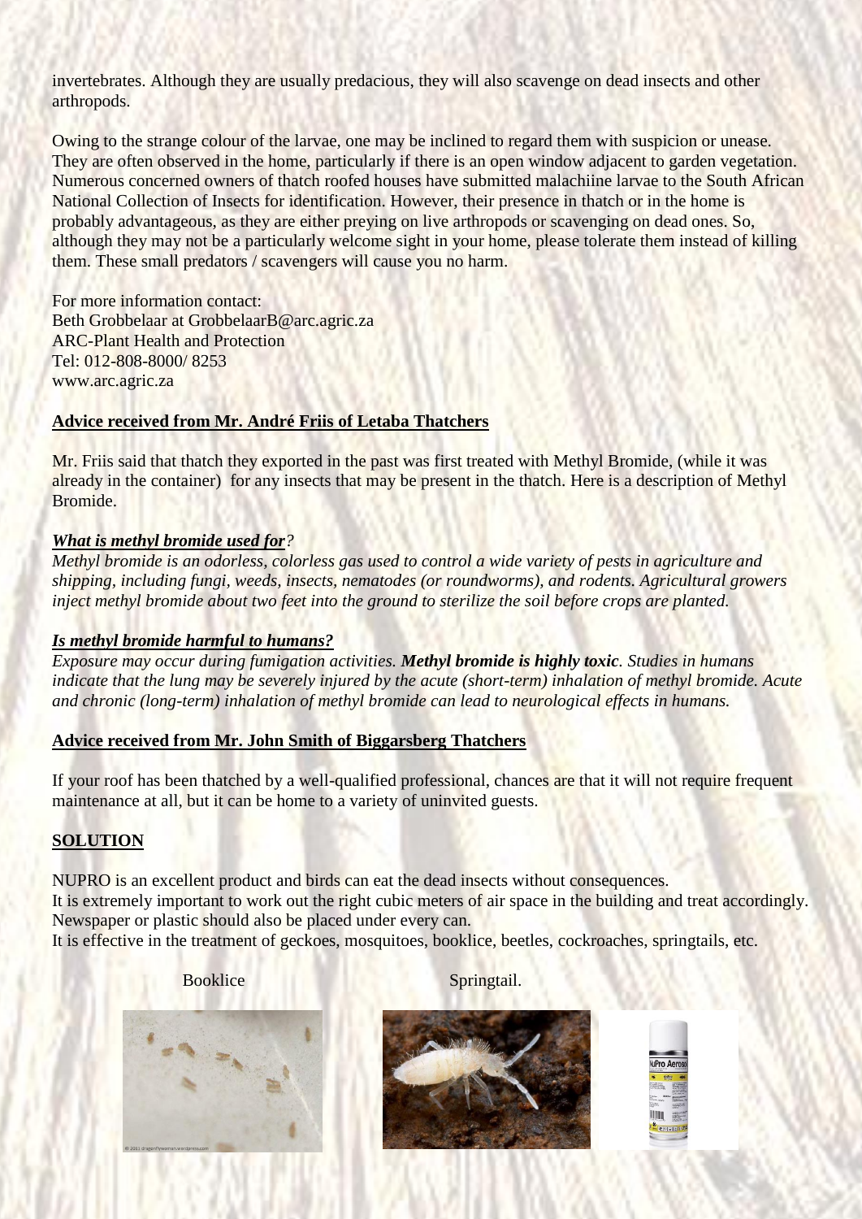invertebrates. Although they are usually predacious, they will also scavenge on dead insects and other arthropods.

Owing to the strange colour of the larvae, one may be inclined to regard them with suspicion or unease. They are often observed in the home, particularly if there is an open window adjacent to garden vegetation. Numerous concerned owners of thatch roofed houses have submitted malachiine larvae to the South African National Collection of Insects for identification. However, their presence in thatch or in the home is probably advantageous, as they are either preying on live arthropods or scavenging on dead ones. So, although they may not be a particularly welcome sight in your home, please tolerate them instead of killing them. These small predators / scavengers will cause you no harm.

For more information contact:
Beth Grobbelaar at GrobbelaarB@arc.agric.za
ARC-Plant Health and Protection
Tel: 012-808-8000/ 8253
www.arc.agric.za

**Advice received from Mr. André Friis of Letaba Thatchers**

Mr. Friis said that thatch they exported in the past was first treated with Methyl Bromide, (while it was already in the container) for any insects that may be present in the thatch. Here is a description of Methyl Bromide.

***What is methyl bromide used for?***
*Methyl bromide is an odorless, colorless gas used to control a wide variety of pests in agriculture and shipping, including fungi, weeds, insects, nematodes (or roundworms), and rodents. Agricultural growers inject methyl bromide about two feet into the ground to sterilize the soil before crops are planted.*

***Is methyl bromide harmful to humans?***
*Exposure may occur during fumigation activities. **Methyl bromide is highly toxic**. Studies in humans indicate that the lung may be severely injured by the acute (short-term) inhalation of methyl bromide. Acute and chronic (long-term) inhalation of methyl bromide can lead to neurological effects in humans.*

**Advice received from Mr. John Smith of Biggarsberg Thatchers**

If your roof has been thatched by a well-qualified professional, chances are that it will not require frequent maintenance at all, but it can be home to a variety of uninvited guests.

**SOLUTION**

NUPRO is an excellent product and birds can eat the dead insects without consequences.
It is extremely important to work out the right cubic meters of air space in the building and treat accordingly.
Newspaper or plastic should also be placed under every can.
It is effective in the treatment of geckoes, mosquitoes, booklice, beetles, cockroaches, springtails, etc.

Booklice

Springtail.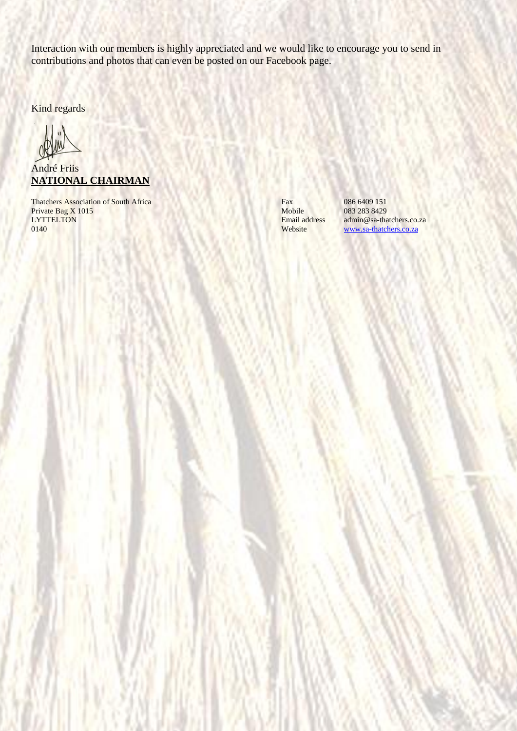Interaction with our members is highly appreciated and we would like to encourage you to send in contributions and photos that can even be posted on our Facebook page.

Kind regards

André Friis
**NATIONAL CHAIRMAN**

Thatchers Association of South Africa
Private Bag X 1015
LYTTELTON
0140

| | |
|---|---|
| Fax | 086 6409 151 |
| Mobile | 083 283 8429 |
| Email address | admin@sa-thatchers.co.za |
| Website | www.sa-thatchers.co.za |